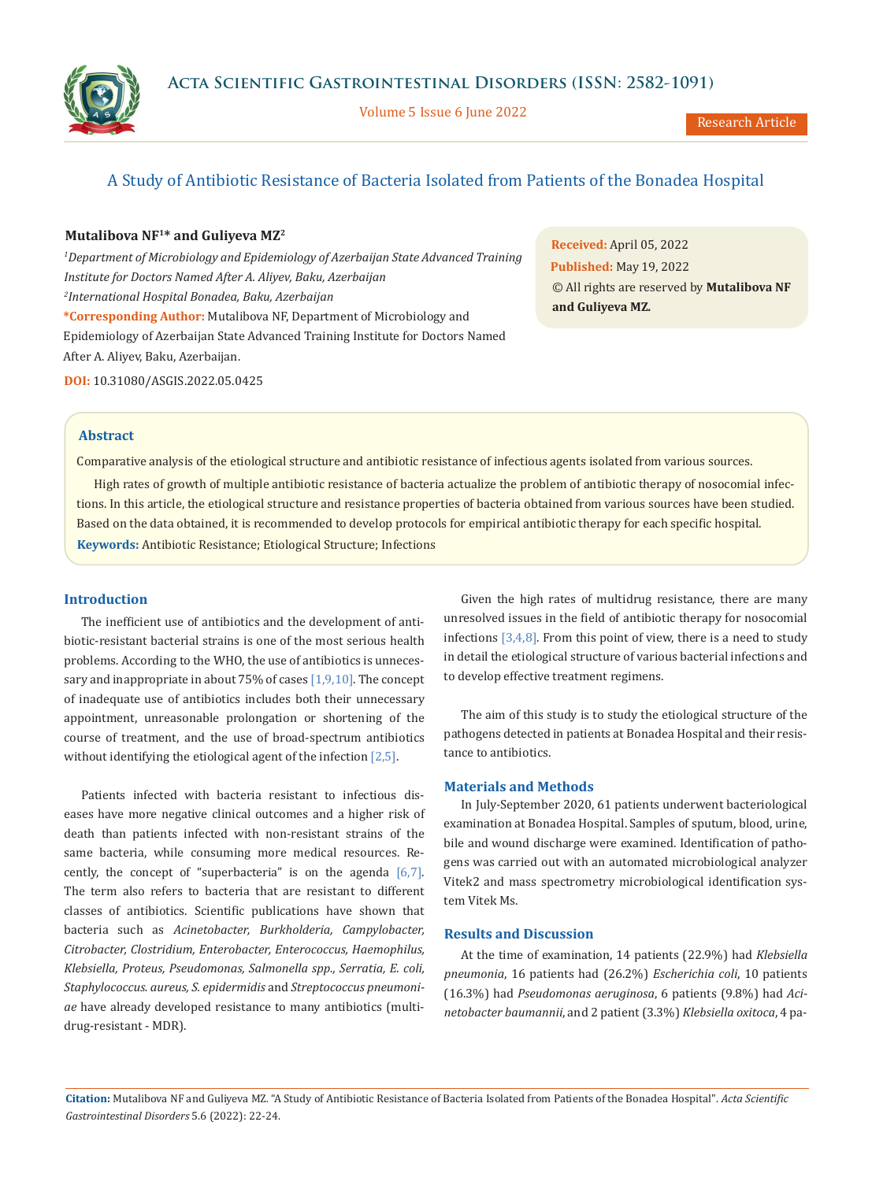# A Study of Antibiotic Resistance of Bacteria Isolated from Patients of the Bonadea Hospital

**Mutalibova NF[1]* and Guliyeva MZ[2]**

[1]*Department of Microbiology and Epidemiology of Azerbaijan State Advanced Training Institute for Doctors Named After A. Aliyev, Baku, Azerbaijan*

[2]*International Hospital Bonadea, Baku, Azerbaijan*

***Corresponding Author:** Mutalibova NF, Department of Microbiology and Epidemiology of Azerbaijan State Advanced Training Institute for Doctors Named After A. Aliyev, Baku, Azerbaijan.

**DOI:** 10.31080/ASGIS.2022.05.0425

**Received:** April 05, 2022
**Published:** May 19, 2022
© All rights are reserved by **Mutalibova NF and Guliyeva MZ.**

## Abstract

Comparative analysis of the etiological structure and antibiotic resistance of infectious agents isolated from various sources.

High rates of growth of multiple antibiotic resistance of bacteria actualize the problem of antibiotic therapy of nosocomial infections. In this article, the etiological structure and resistance properties of bacteria obtained from various sources have been studied. Based on the data obtained, it is recommended to develop protocols for empirical antibiotic therapy for each specific hospital.

**Keywords:** Antibiotic Resistance; Etiological Structure; Infections

## Introduction

The inefficient use of antibiotics and the development of antibiotic-resistant bacterial strains is one of the most serious health problems. According to the WHO, the use of antibiotics is unnecessary and inappropriate in about 75% of cases [1,9,10]. The concept of inadequate use of antibiotics includes both their unnecessary appointment, unreasonable prolongation or shortening of the course of treatment, and the use of broad-spectrum antibiotics without identifying the etiological agent of the infection [2,5].

Patients infected with bacteria resistant to infectious diseases have more negative clinical outcomes and a higher risk of death than patients infected with non-resistant strains of the same bacteria, while consuming more medical resources. Recently, the concept of "superbacteria" is on the agenda [6,7]. The term also refers to bacteria that are resistant to different classes of antibiotics. Scientific publications have shown that bacteria such as *Acinetobacter, Burkholderia, Campylobacter, Citrobacter, Clostridium, Enterobacter, Enterococcus, Haemophilus, Klebsiella, Proteus, Pseudomonas, Salmonella spp., Serratia, E. coli, Staphylococcus. aureus, S. epidermidis* and *Streptococcus pneumoniae* have already developed resistance to many antibiotics (multidrug-resistant - MDR).

Given the high rates of multidrug resistance, there are many unresolved issues in the field of antibiotic therapy for nosocomial infections [3,4,8]. From this point of view, there is a need to study in detail the etiological structure of various bacterial infections and to develop effective treatment regimens.

The aim of this study is to study the etiological structure of the pathogens detected in patients at Bonadea Hospital and their resistance to antibiotics.

## Materials and Methods

In July-September 2020, 61 patients underwent bacteriological examination at Bonadea Hospital. Samples of sputum, blood, urine, bile and wound discharge were examined. Identification of pathogens was carried out with an automated microbiological analyzer Vitek2 and mass spectrometry microbiological identification system Vitek Ms.

## Results and Discussion

At the time of examination, 14 patients (22.9%) had *Klebsiella pneumonia*, 16 patients had (26.2%) *Escherichia coli*, 10 patients (16.3%) had *Pseudomonas aeruginosa*, 6 patients (9.8%) had *Acinetobacter baumannii*, and 2 patient (3.3%) *Klebsiella oxitoca*, 4 pa-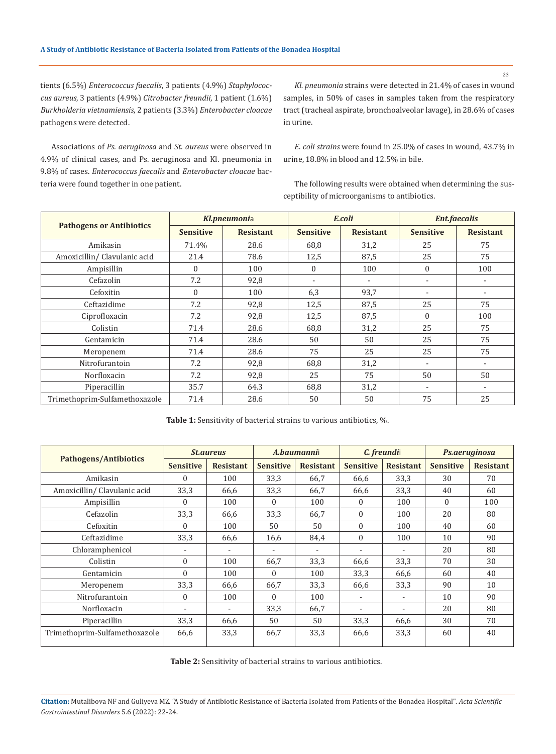tients (6.5%) *Enterococcus faecalis*, 3 patients (4.9%) *Staphylococcus aureus*, 3 patients (4.9%) *Citrobacter freundii*, 1 patient (1.6%) *Burkholderia vietnamiensis*, 2 patients (3.3%) *Enterobacter cloacae* pathogens were detected.

Associations of *Ps. aeruginosa* and *St. aureus* were observed in 4.9% of clinical cases, and Ps. aeruginosa and Kl. pneumonia in 9.8% of cases. *Enterococcus faecalis* and *Enterobacter cloacae* bacteria were found together in one patient.

*Kl. pneumonia* strains were detected in 21.4% of cases in wound samples, in 50% of cases in samples taken from the respiratory tract (tracheal aspirate, bronchoalveolar lavage), in 28.6% of cases in urine.

*E. coli strains* were found in 25.0% of cases in wound, 43.7% in urine, 18.8% in blood and 12.5% in bile.

The following results were obtained when determining the susceptibility of microorganisms to antibiotics.

| Pathogens or Antibiotics | *Kl.pneumonia* | | *E.coli* | | *Ent.faecalis* | |
|---|---|---|---|---|---|---|
| | Sensitive | Resistant | Sensitive | Resistant | Sensitive | Resistant |
| Amikasin | 71.4% | 28.6 | 68,8 | 31,2 | 25 | 75 |
| Amoxicillin/ Clavulanic acid | 21.4 | 78.6 | 12,5 | 87,5 | 25 | 75 |
| Ampisillin | 0 | 100 | 0 | 100 | 0 | 100 |
| Cefazolin | 7.2 | 92,8 | - | - | - | - |
| Cefoxitin | 0 | 100 | 6,3 | 93,7 | - | - |
| Ceftazidime | 7.2 | 92,8 | 12,5 | 87,5 | 25 | 75 |
| Ciprofloxacin | 7.2 | 92,8 | 12,5 | 87,5 | 0 | 100 |
| Colistin | 71.4 | 28.6 | 68,8 | 31,2 | 25 | 75 |
| Gentamicin | 71.4 | 28.6 | 50 | 50 | 25 | 75 |
| Meropenem | 71.4 | 28.6 | 75 | 25 | 25 | 75 |
| Nitrofurantoin | 7.2 | 92,8 | 68,8 | 31,2 | - | - |
| Norfloxacin | 7.2 | 92,8 | 25 | 75 | 50 | 50 |
| Piperacillin | 35.7 | 64.3 | 68,8 | 31,2 | - | - |
| Trimethoprim-Sulfamethoxazole | 71.4 | 28.6 | 50 | 50 | 75 | 25 |

**Table 1:** Sensitivity of bacterial strains to various antibiotics, %.

| Pathogens/Antibiotics | *St.aureus* | | *A.baumannii* | | *C. freundii* | | *Ps.aeruginosa* | |
|---|---|---|---|---|---|---|---|---|
| | Sensitive | Resistant | Sensitive | Resistant | Sensitive | Resistant | Sensitive | Resistant |
| Amikasin | 0 | 100 | 33,3 | 66,7 | 66,6 | 33,3 | 30 | 70 |
| Amoxicillin/ Clavulanic acid | 33,3 | 66,6 | 33,3 | 66,7 | 66,6 | 33,3 | 40 | 60 |
| Ampisillin | 0 | 100 | 0 | 100 | 0 | 100 | 0 | 100 |
| Cefazolin | 33,3 | 66,6 | 33,3 | 66,7 | 0 | 100 | 20 | 80 |
| Cefoxitin | 0 | 100 | 50 | 50 | 0 | 100 | 40 | 60 |
| Ceftazidime | 33,3 | 66,6 | 16,6 | 84,4 | 0 | 100 | 10 | 90 |
| Chloramphenicol | - | - | - | - | - | - | 20 | 80 |
| Colistin | 0 | 100 | 66,7 | 33,3 | 66,6 | 33,3 | 70 | 30 |
| Gentamicin | 0 | 100 | 0 | 100 | 33,3 | 66,6 | 60 | 40 |
| Meropenem | 33,3 | 66,6 | 66,7 | 33,3 | 66,6 | 33,3 | 90 | 10 |
| Nitrofurantoin | 0 | 100 | 0 | 100 | - | - | 10 | 90 |
| Norfloxacin | - | - | 33,3 | 66,7 | - | - | 20 | 80 |
| Piperacillin | 33,3 | 66,6 | 50 | 50 | 33,3 | 66,6 | 30 | 70 |
| Trimethoprim-Sulfamethoxazole | 66,6 | 33,3 | 66,7 | 33,3 | 66,6 | 33,3 | 60 | 40 |

**Table 2:** Sensitivity of bacterial strains to various antibiotics.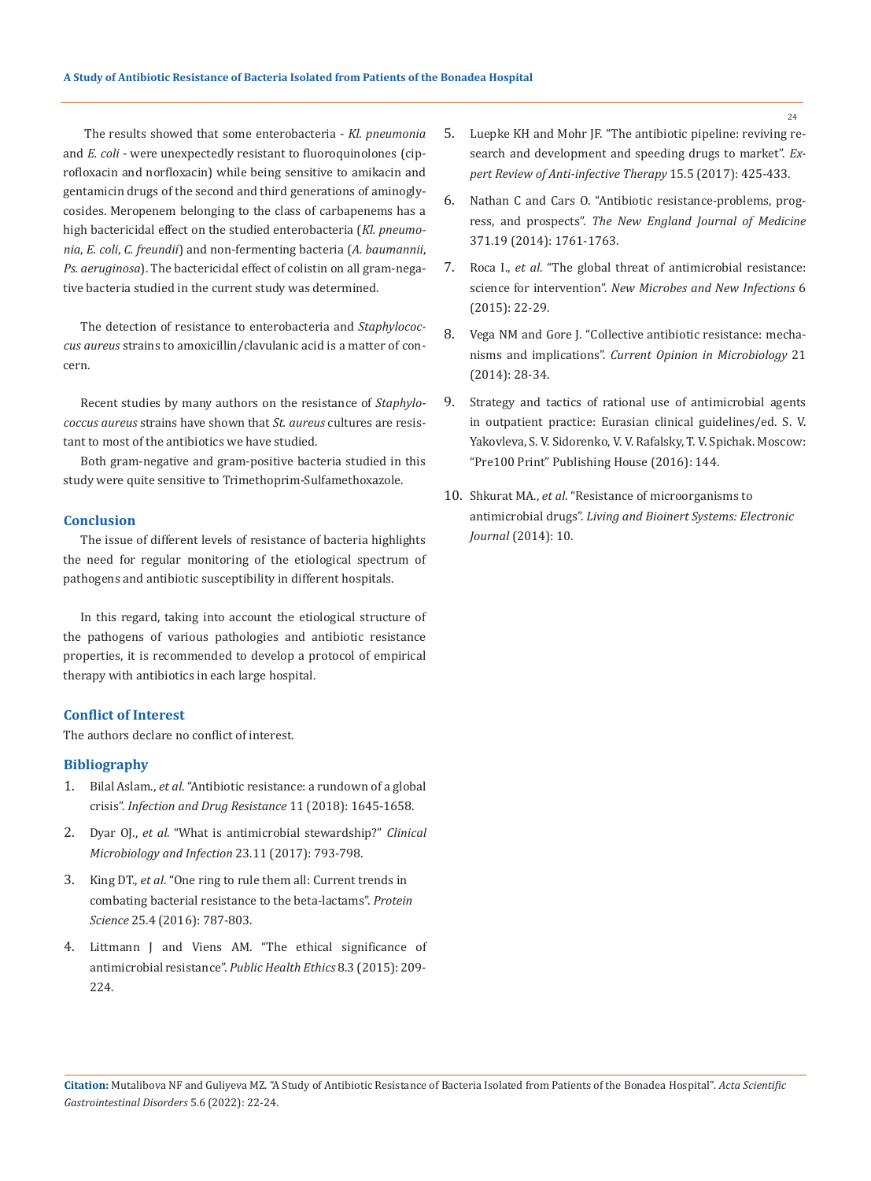The results showed that some enterobacteria - *Kl. pneumonia* and *E. coli* - were unexpectedly resistant to fluoroquinolones (ciprofloxacin and norfloxacin) while being sensitive to amikacin and gentamicin drugs of the second and third generations of aminoglycosides. Meropenem belonging to the class of carbapenems has a high bactericidal effect on the studied enterobacteria (*Kl. pneumonia*, *E. coli*, *C. freundii*) and non-fermenting bacteria (*A. baumannii*, *Ps. aeruginosa*). The bactericidal effect of colistin on all gram-negative bacteria studied in the current study was determined.

The detection of resistance to enterobacteria and *Staphylococcus aureus* strains to amoxicillin/clavulanic acid is a matter of concern.

Recent studies by many authors on the resistance of *Staphylococcus aureus* strains have shown that *St. aureus* cultures are resistant to most of the antibiotics we have studied.

Both gram-negative and gram-positive bacteria studied in this study were quite sensitive to Trimethoprim-Sulfamethoxazole.

## Conclusion

The issue of different levels of resistance of bacteria highlights the need for regular monitoring of the etiological spectrum of pathogens and antibiotic susceptibility in different hospitals.

In this regard, taking into account the etiological structure of the pathogens of various pathologies and antibiotic resistance properties, it is recommended to develop a protocol of empirical therapy with antibiotics in each large hospital.

## Conflict of Interest

The authors declare no conflict of interest.

## Bibliography

1. Bilal Aslam., *et al*. "Antibiotic resistance: a rundown of a global crisis". *Infection and Drug Resistance* 11 (2018): 1645-1658.
2. Dyar OJ., *et al*. "What is antimicrobial stewardship?" *Clinical Microbiology and Infection* 23.11 (2017): 793-798.
3. King DT., *et al*. "One ring to rule them all: Current trends in combating bacterial resistance to the beta-lactams". *Protein Science* 25.4 (2016): 787-803.
4. Littmann J and Viens AM. "The ethical significance of antimicrobial resistance". *Public Health Ethics* 8.3 (2015): 209-224.
5. Luepke KH and Mohr JF. "The antibiotic pipeline: reviving research and development and speeding drugs to market". *Expert Review of Anti-infective Therapy* 15.5 (2017): 425-433.
6. Nathan C and Cars O. "Antibiotic resistance-problems, progress, and prospects". *The New England Journal of Medicine* 371.19 (2014): 1761-1763.
7. Roca I., *et al*. "The global threat of antimicrobial resistance: science for intervention". *New Microbes and New Infections* 6 (2015): 22-29.
8. Vega NM and Gore J. "Collective antibiotic resistance: mechanisms and implications". *Current Opinion in Microbiology* 21 (2014): 28-34.
9. Strategy and tactics of rational use of antimicrobial agents in outpatient practice: Eurasian clinical guidelines/ed. S. V. Yakovleva, S. V. Sidorenko, V. V. Rafalsky, T. V. Spichak. Moscow: "Pre100 Print" Publishing House (2016): 144.
10. Shkurat MA., *et al*. "Resistance of microorganisms to antimicrobial drugs". *Living and Bioinert Systems: Electronic Journal* (2014): 10.